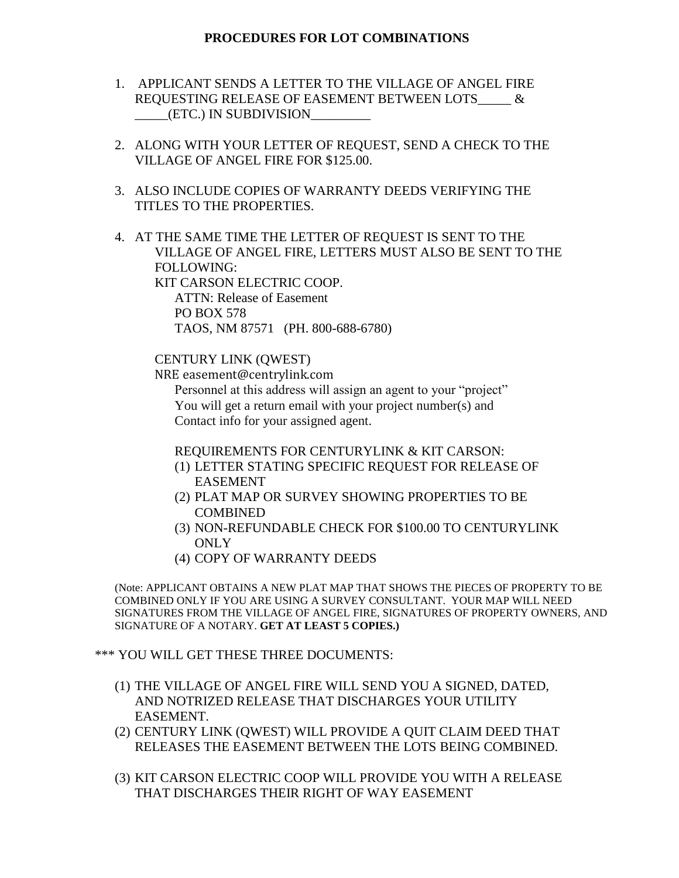# PROCEDURES FOR LOT COMBINATIONS

1. APPLICANT SENDS A LETTER TO THE VILLAGE OF ANGEL FIRE REQUESTING RELEASE OF EASEMENT BETWEEN LOTS_____ & _____(ETC.) IN SUBDIVISION_________

2. ALONG WITH YOUR LETTER OF REQUEST, SEND A CHECK TO THE VILLAGE OF ANGEL FIRE FOR $125.00.

3. ALSO INCLUDE COPIES OF WARRANTY DEEDS VERIFYING THE TITLES TO THE PROPERTIES.

4. AT THE SAME TIME THE LETTER OF REQUEST IS SENT TO THE VILLAGE OF ANGEL FIRE, LETTERS MUST ALSO BE SENT TO THE FOLLOWING:

   KIT CARSON ELECTRIC COOP.
   ATTN: Release of Easement
   PO BOX 578
   TAOS, NM 87571 (PH. 800-688-6780)

   CENTURY LINK (QWEST)
   NRE easement@centrylink.com
   Personnel at this address will assign an agent to your "project"
   You will get a return email with your project number(s) and
   Contact info for your assigned agent.

   REQUIREMENTS FOR CENTURYLINK & KIT CARSON:
   (1) LETTER STATING SPECIFIC REQUEST FOR RELEASE OF EASEMENT
   (2) PLAT MAP OR SURVEY SHOWING PROPERTIES TO BE COMBINED
   (3) NON-REFUNDABLE CHECK FOR $100.00 TO CENTURYLINK ONLY
   (4) COPY OF WARRANTY DEEDS

   (Note: APPLICANT OBTAINS A NEW PLAT MAP THAT SHOWS THE PIECES OF PROPERTY TO BE COMBINED ONLY IF YOU ARE USING A SURVEY CONSULTANT. YOUR MAP WILL NEED SIGNATURES FROM THE VILLAGE OF ANGEL FIRE, SIGNATURES OF PROPERTY OWNERS, AND SIGNATURE OF A NOTARY. **GET AT LEAST 5 COPIES.)**

*** YOU WILL GET THESE THREE DOCUMENTS:

(1) THE VILLAGE OF ANGEL FIRE WILL SEND YOU A SIGNED, DATED, AND NOTRIZED RELEASE THAT DISCHARGES YOUR UTILITY EASEMENT.
(2) CENTURY LINK (QWEST) WILL PROVIDE A QUIT CLAIM DEED THAT RELEASES THE EASEMENT BETWEEN THE LOTS BEING COMBINED.
(3) KIT CARSON ELECTRIC COOP WILL PROVIDE YOU WITH A RELEASE THAT DISCHARGES THEIR RIGHT OF WAY EASEMENT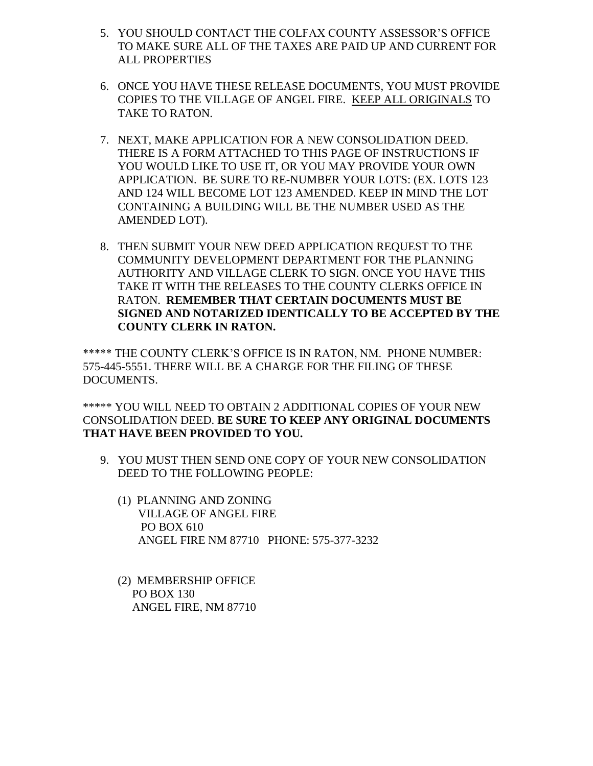5. YOU SHOULD CONTACT THE COLFAX COUNTY ASSESSOR'S OFFICE TO MAKE SURE ALL OF THE TAXES ARE PAID UP AND CURRENT FOR ALL PROPERTIES

6. ONCE YOU HAVE THESE RELEASE DOCUMENTS, YOU MUST PROVIDE COPIES TO THE VILLAGE OF ANGEL FIRE. <u>KEEP ALL ORIGINALS</u> TO TAKE TO RATON.

7. NEXT, MAKE APPLICATION FOR A NEW CONSOLIDATION DEED. THERE IS A FORM ATTACHED TO THIS PAGE OF INSTRUCTIONS IF YOU WOULD LIKE TO USE IT, OR YOU MAY PROVIDE YOUR OWN APPLICATION. BE SURE TO RE-NUMBER YOUR LOTS: (EX. LOTS 123 AND 124 WILL BECOME LOT 123 AMENDED. KEEP IN MIND THE LOT CONTAINING A BUILDING WILL BE THE NUMBER USED AS THE AMENDED LOT).

8. THEN SUBMIT YOUR NEW DEED APPLICATION REQUEST TO THE COMMUNITY DEVELOPMENT DEPARTMENT FOR THE PLANNING AUTHORITY AND VILLAGE CLERK TO SIGN. ONCE YOU HAVE THIS TAKE IT WITH THE RELEASES TO THE COUNTY CLERKS OFFICE IN RATON. **REMEMBER THAT CERTAIN DOCUMENTS MUST BE SIGNED AND NOTARIZED IDENTICALLY TO BE ACCEPTED BY THE COUNTY CLERK IN RATON.**

***** THE COUNTY CLERK'S OFFICE IS IN RATON, NM. PHONE NUMBER: 575-445-5551. THERE WILL BE A CHARGE FOR THE FILING OF THESE DOCUMENTS.

***** YOU WILL NEED TO OBTAIN 2 ADDITIONAL COPIES OF YOUR NEW CONSOLIDATION DEED. **BE SURE TO KEEP ANY ORIGINAL DOCUMENTS THAT HAVE BEEN PROVIDED TO YOU.**

9. YOU MUST THEN SEND ONE COPY OF YOUR NEW CONSOLIDATION DEED TO THE FOLLOWING PEOPLE:

   (1) PLANNING AND ZONING
   VILLAGE OF ANGEL FIRE
   PO BOX 610
   ANGEL FIRE NM 87710 PHONE: 575-377-3232

   (2) MEMBERSHIP OFFICE
   PO BOX 130
   ANGEL FIRE, NM 87710